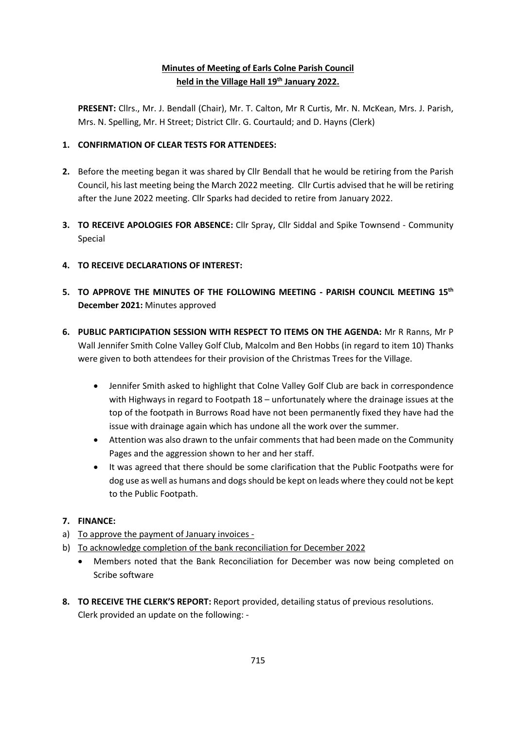**Minutes of Meeting of Earls Colne Parish Council**
**held in the Village Hall 19th January 2022.**

**PRESENT:** Cllrs., Mr. J. Bendall (Chair), Mr. T. Calton, Mr R Curtis, Mr. N. McKean, Mrs. J. Parish, Mrs. N. Spelling, Mr. H Street; District Cllr. G. Courtauld; and D. Hayns (Clerk)

1. **CONFIRMATION OF CLEAR TESTS FOR ATTENDEES:**

2. Before the meeting began it was shared by Cllr Bendall that he would be retiring from the Parish Council, his last meeting being the March 2022 meeting. Cllr Curtis advised that he will be retiring after the June 2022 meeting. Cllr Sparks had decided to retire from January 2022.

3. **TO RECEIVE APOLOGIES FOR ABSENCE:** Cllr Spray, Cllr Siddal and Spike Townsend - Community Special

4. **TO RECEIVE DECLARATIONS OF INTEREST:**

5. **TO APPROVE THE MINUTES OF THE FOLLOWING MEETING - PARISH COUNCIL MEETING 15th December 2021:** Minutes approved

6. **PUBLIC PARTICIPATION SESSION WITH RESPECT TO ITEMS ON THE AGENDA:** Mr R Ranns, Mr P Wall Jennifer Smith Colne Valley Golf Club, Malcolm and Ben Hobbs (in regard to item 10) Thanks were given to both attendees for their provision of the Christmas Trees for the Village.

   - Jennifer Smith asked to highlight that Colne Valley Golf Club are back in correspondence with Highways in regard to Footpath 18 – unfortunately where the drainage issues at the top of the footpath in Burrows Road have not been permanently fixed they have had the issue with drainage again which has undone all the work over the summer.
   - Attention was also drawn to the unfair comments that had been made on the Community Pages and the aggression shown to her and her staff.
   - It was agreed that there should be some clarification that the Public Footpaths were for dog use as well as humans and dogs should be kept on leads where they could not be kept to the Public Footpath.

7. **FINANCE:**

a) To approve the payment of January invoices -

b) To acknowledge completion of the bank reconciliation for December 2022

   - Members noted that the Bank Reconciliation for December was now being completed on Scribe software

8. **TO RECEIVE THE CLERK'S REPORT:** Report provided, detailing status of previous resolutions. Clerk provided an update on the following: -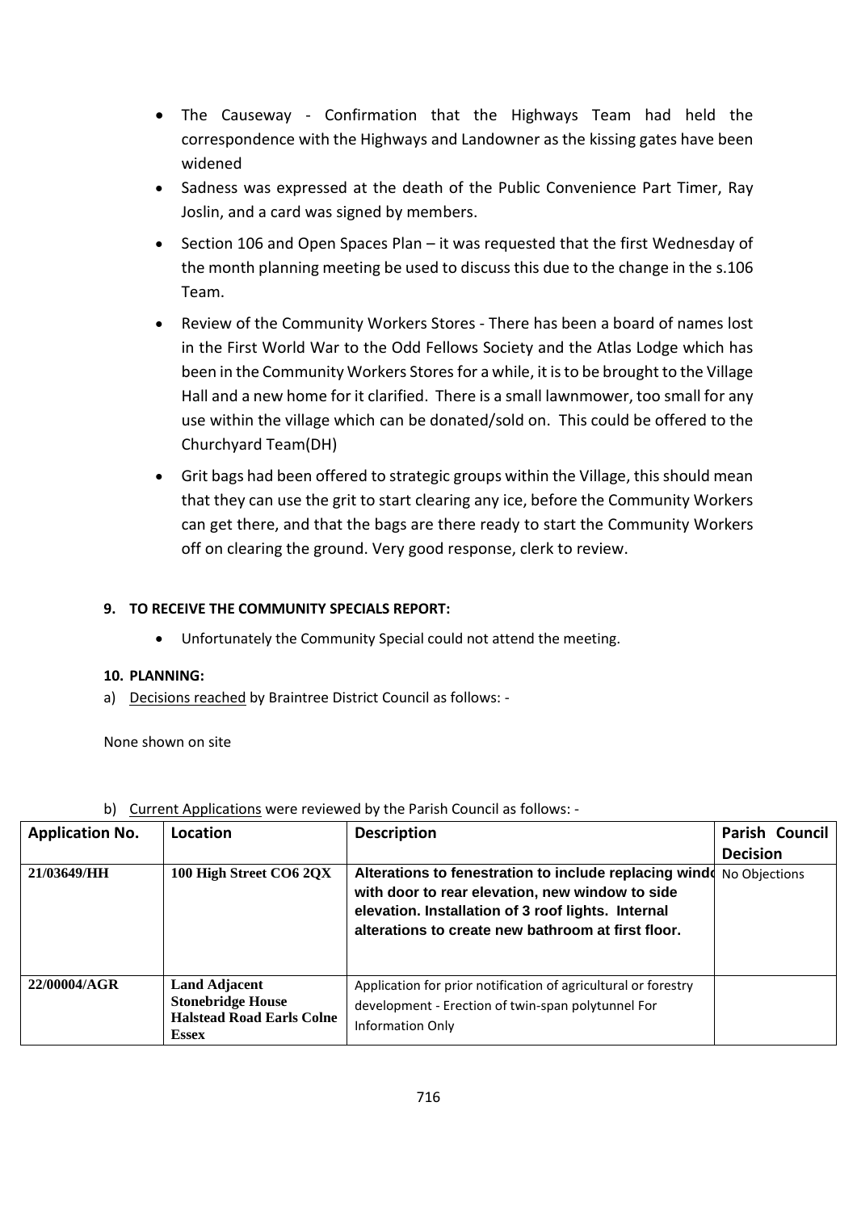- The Causeway - Confirmation that the Highways Team had held the correspondence with the Highways and Landowner as the kissing gates have been widened
- Sadness was expressed at the death of the Public Convenience Part Timer, Ray Joslin, and a card was signed by members.
- Section 106 and Open Spaces Plan – it was requested that the first Wednesday of the month planning meeting be used to discuss this due to the change in the s.106 Team.
- Review of the Community Workers Stores - There has been a board of names lost in the First World War to the Odd Fellows Society and the Atlas Lodge which has been in the Community Workers Stores for a while, it is to be brought to the Village Hall and a new home for it clarified. There is a small lawnmower, too small for any use within the village which can be donated/sold on. This could be offered to the Churchyard Team(DH)
- Grit bags had been offered to strategic groups within the Village, this should mean that they can use the grit to start clearing any ice, before the Community Workers can get there, and that the bags are there ready to start the Community Workers off on clearing the ground. Very good response, clerk to review.

**9. TO RECEIVE THE COMMUNITY SPECIALS REPORT:**

- Unfortunately the Community Special could not attend the meeting.

**10. PLANNING:**

a) Decisions reached by Braintree District Council as follows: -

None shown on site

b) Current Applications were reviewed by the Parish Council as follows: -

| Application No. | Location | Description | Parish Council Decision |
|---|---|---|---|
| 21/03649/HH | 100 High Street CO6 2QX | Alterations to fenestration to include replacing windo with door to rear elevation, new window to side elevation. Installation of 3 roof lights. Internal alterations to create new bathroom at first floor. | No Objections |
| 22/00004/AGR | Land Adjacent Stonebridge House Halstead Road Earls Colne Essex | Application for prior notification of agricultural or forestry development - Erection of twin-span polytunnel For Information Only | |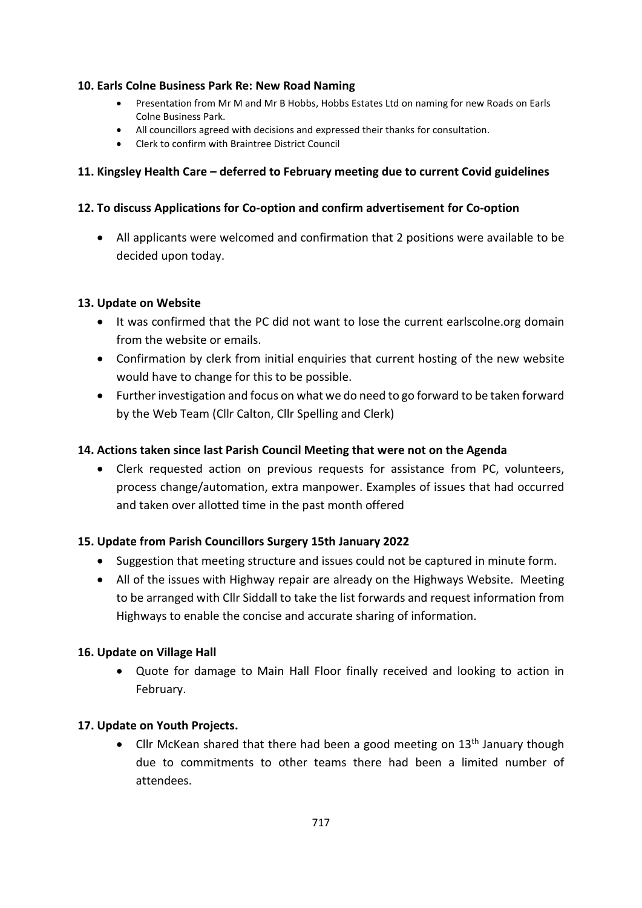**10. Earls Colne Business Park Re: New Road Naming**

- Presentation from Mr M and Mr B Hobbs, Hobbs Estates Ltd on naming for new Roads on Earls Colne Business Park.
- All councillors agreed with decisions and expressed their thanks for consultation.
- Clerk to confirm with Braintree District Council

**11. Kingsley Health Care – deferred to February meeting due to current Covid guidelines**

**12. To discuss Applications for Co-option and confirm advertisement for Co-option**

- All applicants were welcomed and confirmation that 2 positions were available to be decided upon today.

**13. Update on Website**

- It was confirmed that the PC did not want to lose the current earlscolne.org domain from the website or emails.
- Confirmation by clerk from initial enquiries that current hosting of the new website would have to change for this to be possible.
- Further investigation and focus on what we do need to go forward to be taken forward by the Web Team (Cllr Calton, Cllr Spelling and Clerk)

**14. Actions taken since last Parish Council Meeting that were not on the Agenda**

- Clerk requested action on previous requests for assistance from PC, volunteers, process change/automation, extra manpower. Examples of issues that had occurred and taken over allotted time in the past month offered

**15. Update from Parish Councillors Surgery 15th January 2022**

- Suggestion that meeting structure and issues could not be captured in minute form.
- All of the issues with Highway repair are already on the Highways Website. Meeting to be arranged with Cllr Siddall to take the list forwards and request information from Highways to enable the concise and accurate sharing of information.

**16. Update on Village Hall**

- Quote for damage to Main Hall Floor finally received and looking to action in February.

**17. Update on Youth Projects.**

- Cllr McKean shared that there had been a good meeting on 13th January though due to commitments to other teams there had been a limited number of attendees.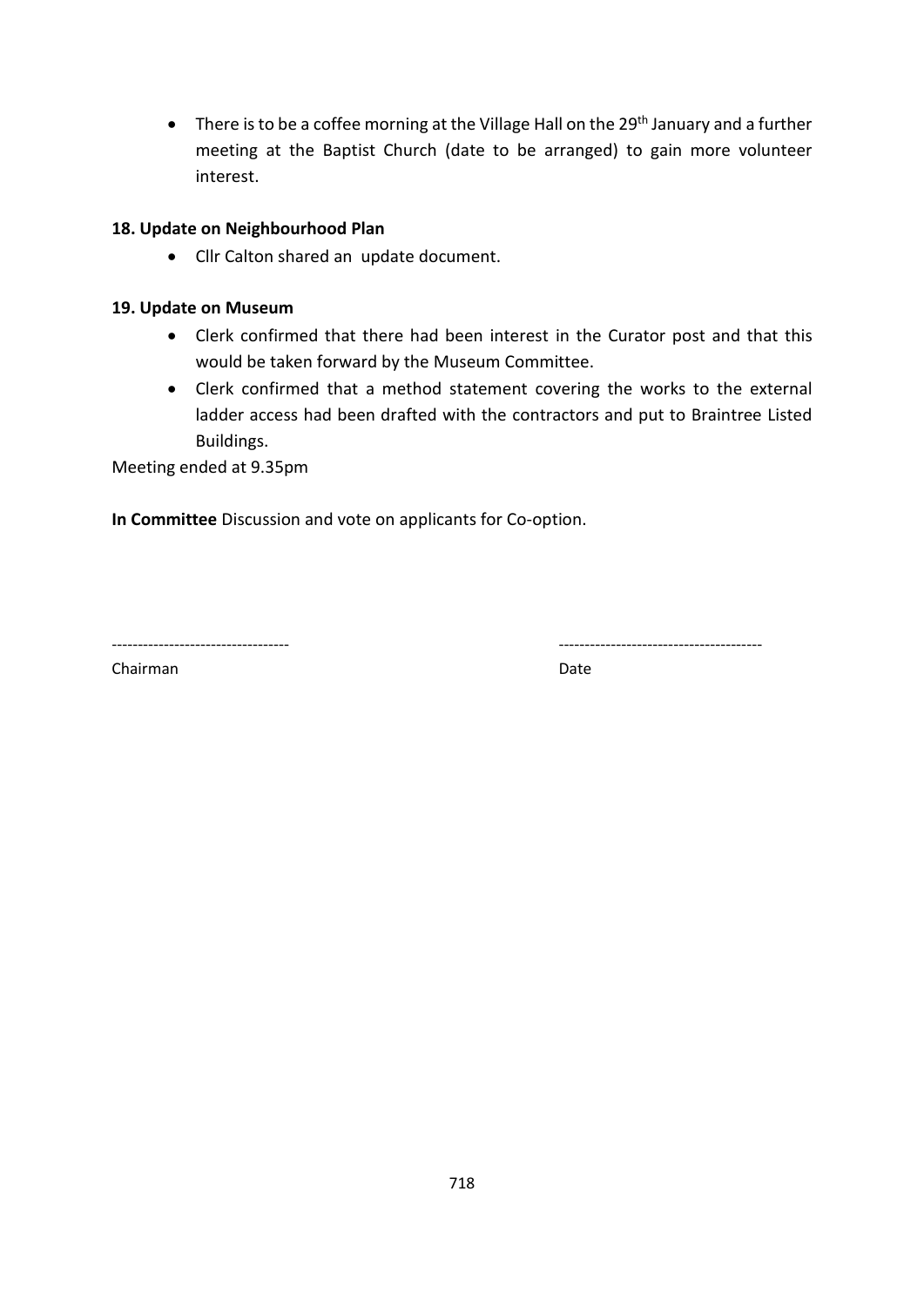- There is to be a coffee morning at the Village Hall on the 29th January and a further meeting at the Baptist Church (date to be arranged) to gain more volunteer interest.

**18. Update on Neighbourhood Plan**

- Cllr Calton shared an update document.

**19. Update on Museum**

- Clerk confirmed that there had been interest in the Curator post and that this would be taken forward by the Museum Committee.
- Clerk confirmed that a method statement covering the works to the external ladder access had been drafted with the contractors and put to Braintree Listed Buildings.

Meeting ended at 9.35pm

**In Committee** Discussion and vote on applicants for Co-option.

---------------------------------- Chairman

--------------------------------------- Date